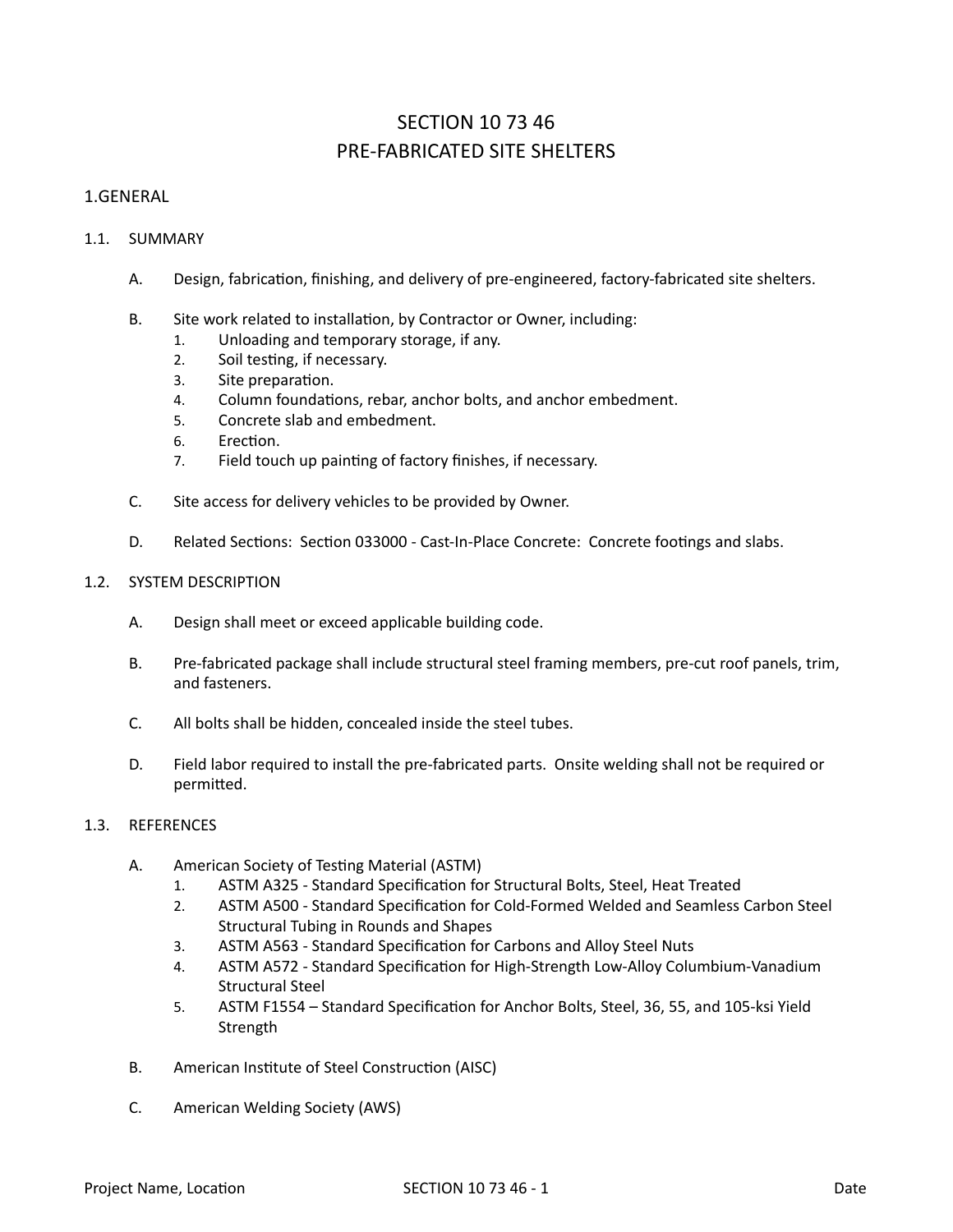# SECTION 10 73 46
# PRE-FABRICATED SITE SHELTERS

## 1.GENERAL

### 1.1. SUMMARY

A. Design, fabrication, finishing, and delivery of pre-engineered, factory-fabricated site shelters.

B. Site work related to installation, by Contractor or Owner, including:
   1. Unloading and temporary storage, if any.
   2. Soil testing, if necessary.
   3. Site preparation.
   4. Column foundations, rebar, anchor bolts, and anchor embedment.
   5. Concrete slab and embedment.
   6. Erection.
   7. Field touch up painting of factory finishes, if necessary.

C. Site access for delivery vehicles to be provided by Owner.

D. Related Sections: Section 033000 - Cast-In-Place Concrete: Concrete footings and slabs.

### 1.2. SYSTEM DESCRIPTION

A. Design shall meet or exceed applicable building code.

B. Pre-fabricated package shall include structural steel framing members, pre-cut roof panels, trim, and fasteners.

C. All bolts shall be hidden, concealed inside the steel tubes.

D. Field labor required to install the pre-fabricated parts. Onsite welding shall not be required or permitted.

### 1.3. REFERENCES

A. American Society of Testing Material (ASTM)
   1. ASTM A325 - Standard Specification for Structural Bolts, Steel, Heat Treated
   2. ASTM A500 - Standard Specification for Cold-Formed Welded and Seamless Carbon Steel Structural Tubing in Rounds and Shapes
   3. ASTM A563 - Standard Specification for Carbons and Alloy Steel Nuts
   4. ASTM A572 - Standard Specification for High-Strength Low-Alloy Columbium-Vanadium Structural Steel
   5. ASTM F1554 – Standard Specification for Anchor Bolts, Steel, 36, 55, and 105-ksi Yield Strength

B. American Institute of Steel Construction (AISC)

C. American Welding Society (AWS)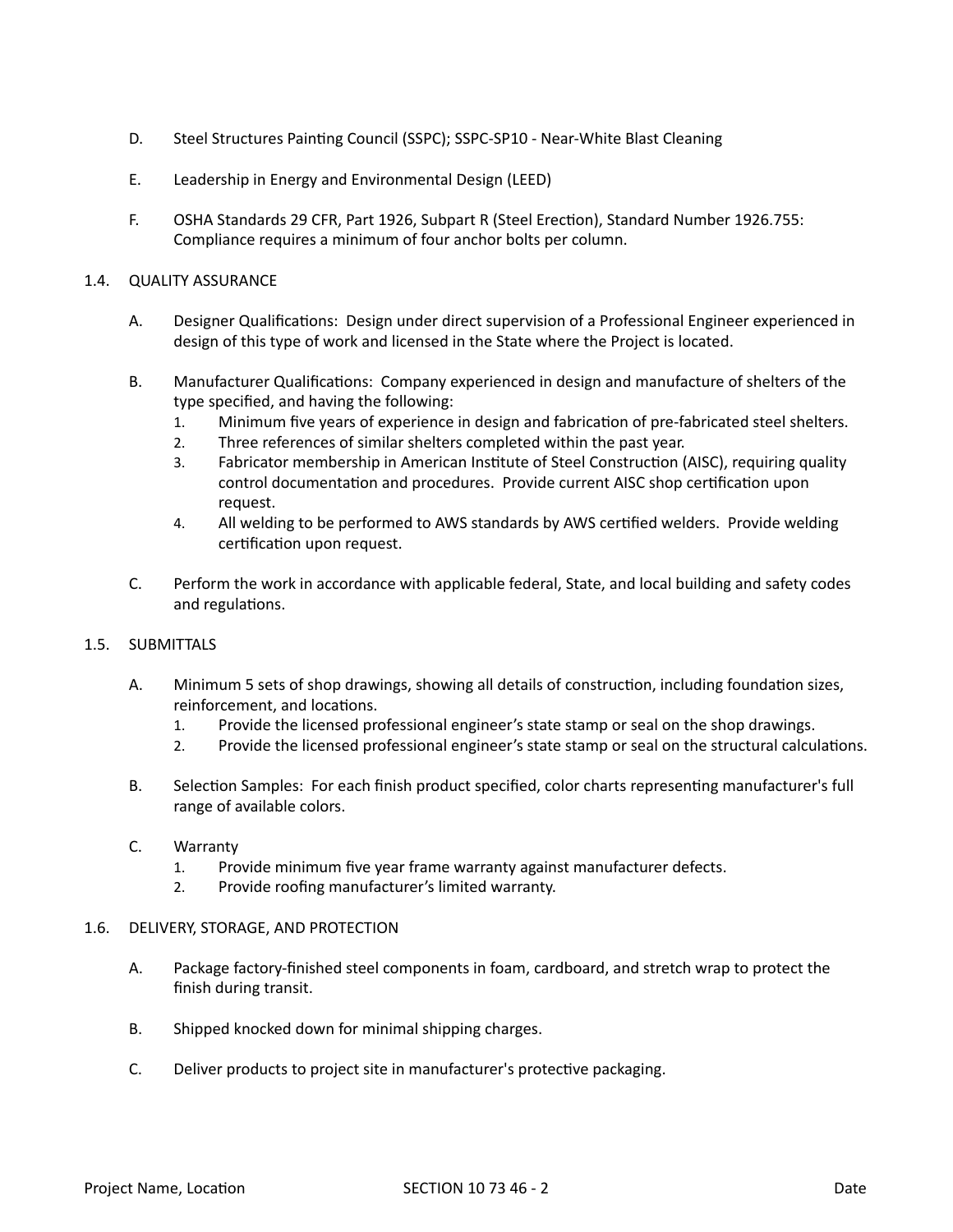D. Steel Structures Painting Council (SSPC); SSPC-SP10 - Near-White Blast Cleaning

E. Leadership in Energy and Environmental Design (LEED)

F. OSHA Standards 29 CFR, Part 1926, Subpart R (Steel Erection), Standard Number 1926.755: Compliance requires a minimum of four anchor bolts per column.

## 1.4. QUALITY ASSURANCE

A. Designer Qualifications: Design under direct supervision of a Professional Engineer experienced in design of this type of work and licensed in the State where the Project is located.

B. Manufacturer Qualifications: Company experienced in design and manufacture of shelters of the type specified, and having the following:
   1. Minimum five years of experience in design and fabrication of pre-fabricated steel shelters.
   2. Three references of similar shelters completed within the past year.
   3. Fabricator membership in American Institute of Steel Construction (AISC), requiring quality control documentation and procedures. Provide current AISC shop certification upon request.
   4. All welding to be performed to AWS standards by AWS certified welders. Provide welding certification upon request.

C. Perform the work in accordance with applicable federal, State, and local building and safety codes and regulations.

## 1.5. SUBMITTALS

A. Minimum 5 sets of shop drawings, showing all details of construction, including foundation sizes, reinforcement, and locations.
   1. Provide the licensed professional engineer's state stamp or seal on the shop drawings.
   2. Provide the licensed professional engineer's state stamp or seal on the structural calculations.

B. Selection Samples: For each finish product specified, color charts representing manufacturer's full range of available colors.

C. Warranty
   1. Provide minimum five year frame warranty against manufacturer defects.
   2. Provide roofing manufacturer's limited warranty.

## 1.6. DELIVERY, STORAGE, AND PROTECTION

A. Package factory-finished steel components in foam, cardboard, and stretch wrap to protect the finish during transit.

B. Shipped knocked down for minimal shipping charges.

C. Deliver products to project site in manufacturer's protective packaging.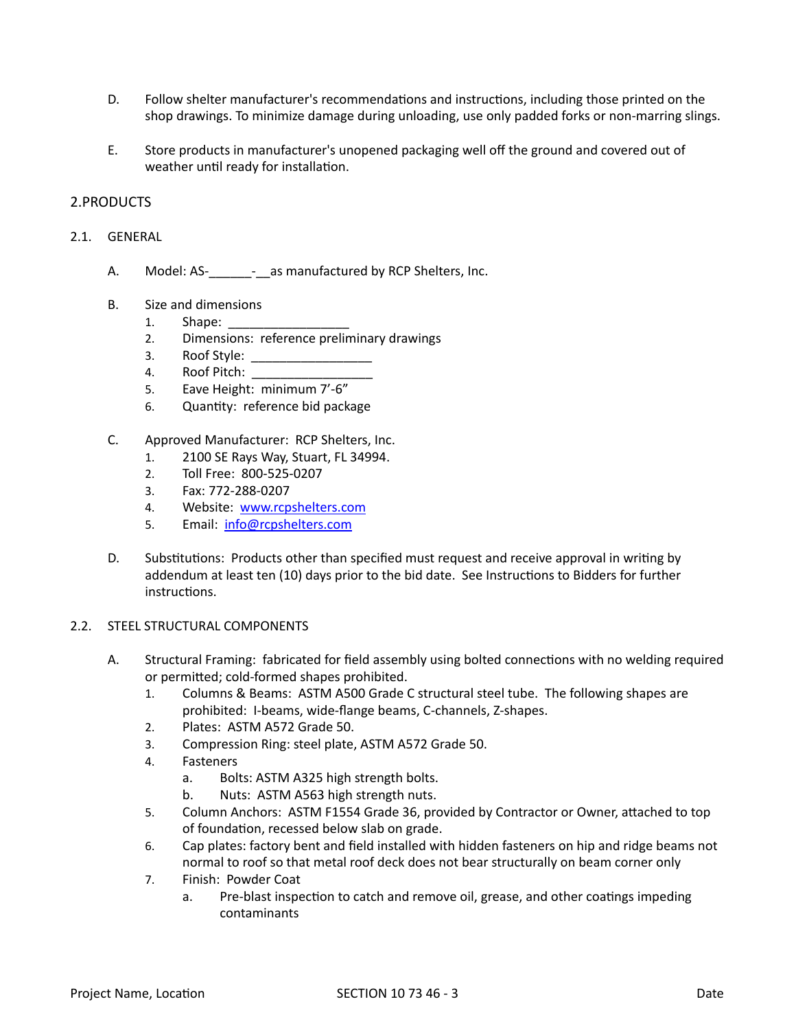D. Follow shelter manufacturer's recommendations and instructions, including those printed on the shop drawings. To minimize damage during unloading, use only padded forks or non-marring slings.

E. Store products in manufacturer's unopened packaging well off the ground and covered out of weather until ready for installation.

## 2. PRODUCTS

### 2.1. GENERAL

A. Model: AS-______-__as manufactured by RCP Shelters, Inc.

B. Size and dimensions
   1. Shape: _________________
   2. Dimensions: reference preliminary drawings
   3. Roof Style: _________________
   4. Roof Pitch: _________________
   5. Eave Height: minimum 7'-6"
   6. Quantity: reference bid package

C. Approved Manufacturer: RCP Shelters, Inc.
   1. 2100 SE Rays Way, Stuart, FL 34994.
   2. Toll Free: 800-525-0207
   3. Fax: 772-288-0207
   4. Website: [www.rcpshelters.com](http://www.rcpshelters.com)
   5. Email: [info@rcpshelters.com](mailto:info@rcpshelters.com)

D. Substitutions: Products other than specified must request and receive approval in writing by addendum at least ten (10) days prior to the bid date. See Instructions to Bidders for further instructions.

### 2.2. STEEL STRUCTURAL COMPONENTS

A. Structural Framing: fabricated for field assembly using bolted connections with no welding required or permitted; cold-formed shapes prohibited.
   1. Columns & Beams: ASTM A500 Grade C structural steel tube. The following shapes are prohibited: I-beams, wide-flange beams, C-channels, Z-shapes.
   2. Plates: ASTM A572 Grade 50.
   3. Compression Ring: steel plate, ASTM A572 Grade 50.
   4. Fasteners
      a. Bolts: ASTM A325 high strength bolts.
      b. Nuts: ASTM A563 high strength nuts.
   5. Column Anchors: ASTM F1554 Grade 36, provided by Contractor or Owner, attached to top of foundation, recessed below slab on grade.
   6. Cap plates: factory bent and field installed with hidden fasteners on hip and ridge beams not normal to roof so that metal roof deck does not bear structurally on beam corner only
   7. Finish: Powder Coat
      a. Pre-blast inspection to catch and remove oil, grease, and other coatings impeding contaminants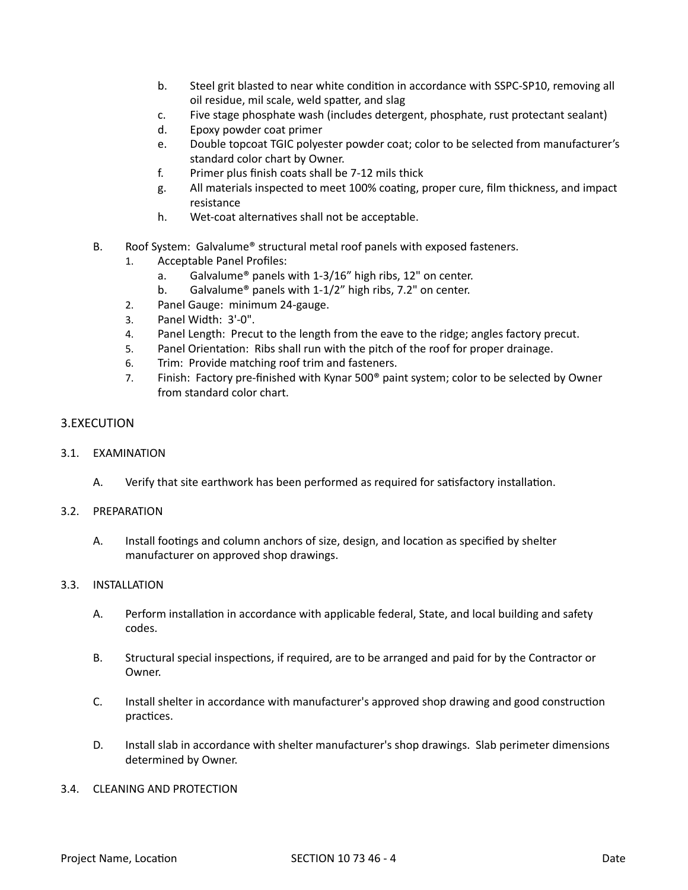b. Steel grit blasted to near white condition in accordance with SSPC-SP10, removing all oil residue, mil scale, weld spatter, and slag
   c. Five stage phosphate wash (includes detergent, phosphate, rust protectant sealant)
   d. Epoxy powder coat primer
   e. Double topcoat TGIC polyester powder coat; color to be selected from manufacturer's standard color chart by Owner.
   f. Primer plus finish coats shall be 7-12 mils thick
   g. All materials inspected to meet 100% coating, proper cure, film thickness, and impact resistance
   h. Wet-coat alternatives shall not be acceptable.

B. Roof System: Galvalume® structural metal roof panels with exposed fasteners.
   1. Acceptable Panel Profiles:
      a. Galvalume® panels with 1-3/16" high ribs, 12" on center.
      b. Galvalume® panels with 1-1/2" high ribs, 7.2" on center.
   2. Panel Gauge: minimum 24-gauge.
   3. Panel Width: 3'-0".
   4. Panel Length: Precut to the length from the eave to the ridge; angles factory precut.
   5. Panel Orientation: Ribs shall run with the pitch of the roof for proper drainage.
   6. Trim: Provide matching roof trim and fasteners.
   7. Finish: Factory pre-finished with Kynar 500® paint system; color to be selected by Owner from standard color chart.

## 3.EXECUTION

### 3.1. EXAMINATION

A. Verify that site earthwork has been performed as required for satisfactory installation.

### 3.2. PREPARATION

A. Install footings and column anchors of size, design, and location as specified by shelter manufacturer on approved shop drawings.

### 3.3. INSTALLATION

A. Perform installation in accordance with applicable federal, State, and local building and safety codes.

B. Structural special inspections, if required, are to be arranged and paid for by the Contractor or Owner.

C. Install shelter in accordance with manufacturer's approved shop drawing and good construction practices.

D. Install slab in accordance with shelter manufacturer's shop drawings. Slab perimeter dimensions determined by Owner.

### 3.4. CLEANING AND PROTECTION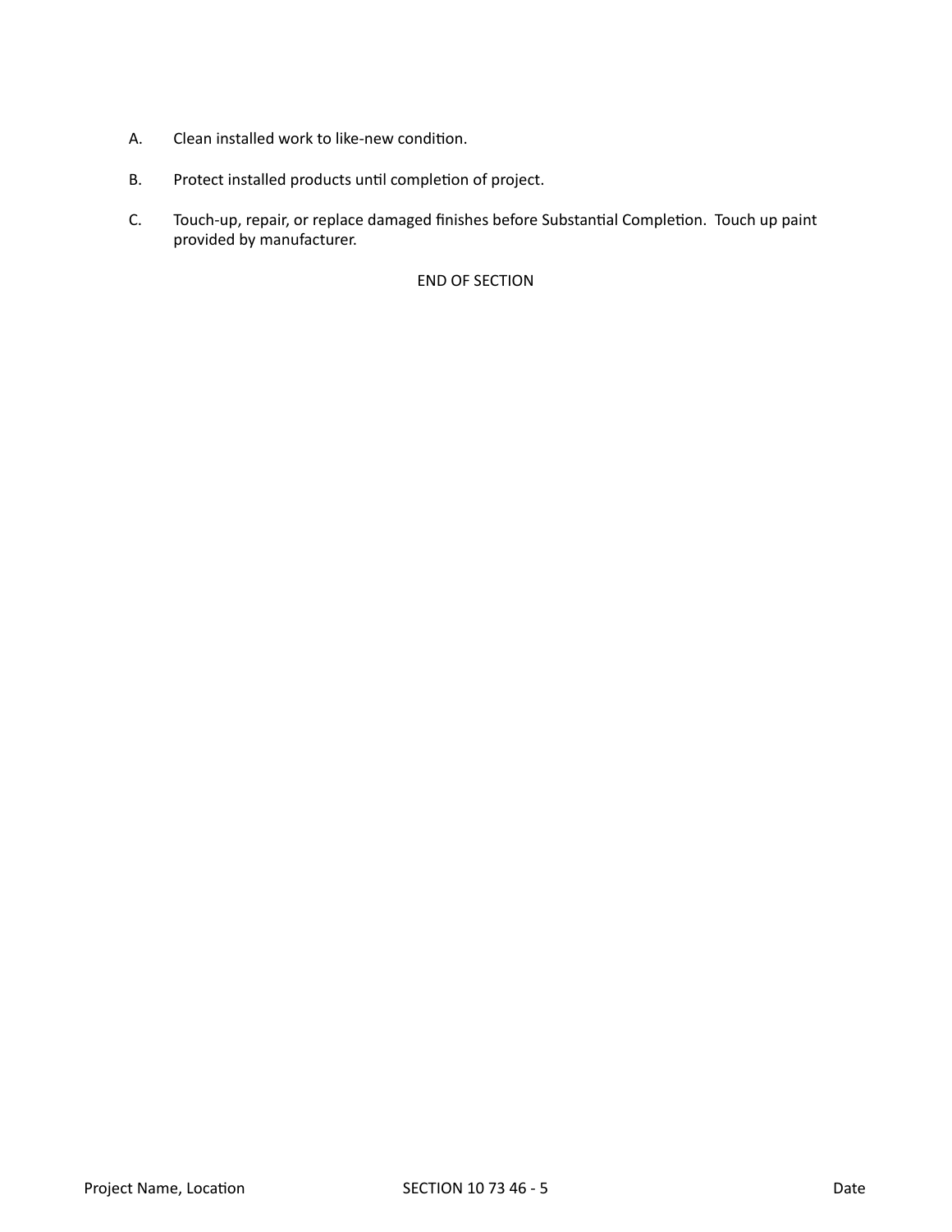A. Clean installed work to like-new condition.

B. Protect installed products until completion of project.

C. Touch-up, repair, or replace damaged finishes before Substantial Completion. Touch up paint provided by manufacturer.

END OF SECTION